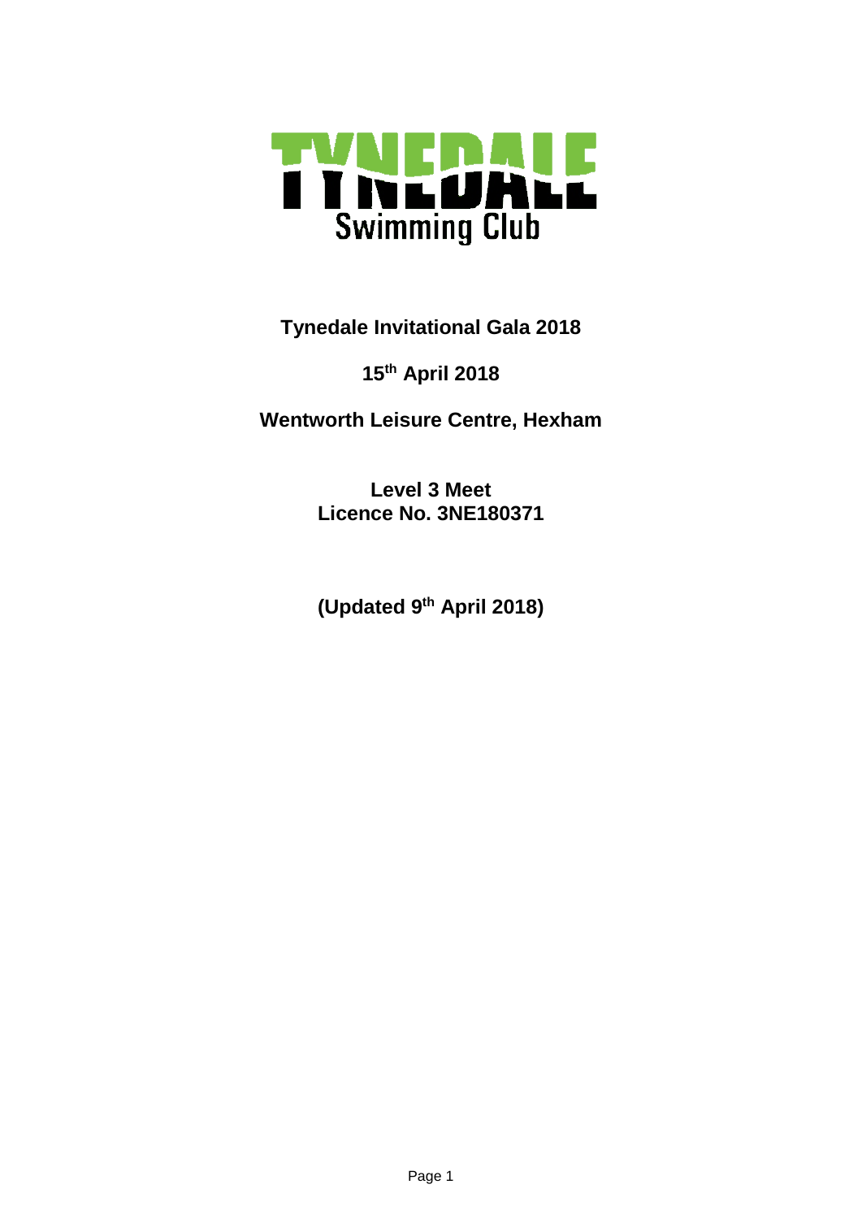TYNEDALE
Swimming Club

# Tynedale Invitational Gala 2018

## 15th April 2018

## Wentworth Leisure Centre, Hexham

**Level 3 Meet**
**Licence No. 3NE180371**

**(Updated 9th April 2018)**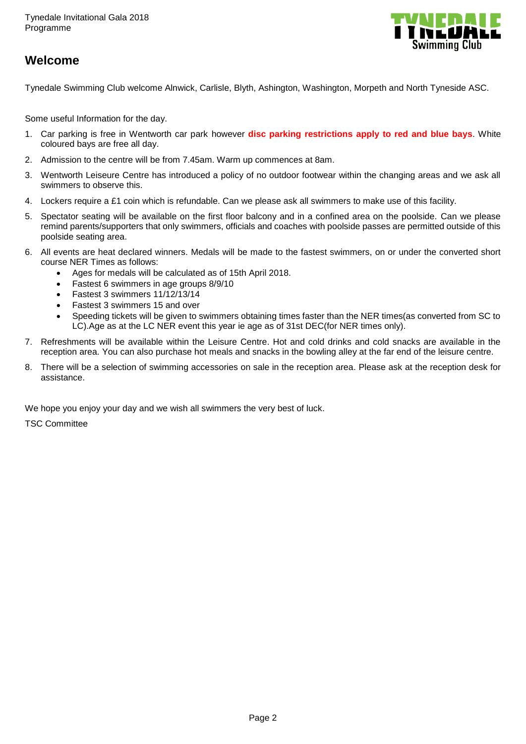## Welcome

Tynedale Swimming Club welcome Alnwick, Carlisle, Blyth, Ashington, Washington, Morpeth and North Tyneside ASC.

Some useful Information for the day.

1. Car parking is free in Wentworth car park however **disc parking restrictions apply to red and blue bays**. White coloured bays are free all day.
2. Admission to the centre will be from 7.45am. Warm up commences at 8am.
3. Wentworth Leiseure Centre has introduced a policy of no outdoor footwear within the changing areas and we ask all swimmers to observe this.
4. Lockers require a £1 coin which is refundable. Can we please ask all swimmers to make use of this facility.
5. Spectator seating will be available on the first floor balcony and in a confined area on the poolside. Can we please remind parents/supporters that only swimmers, officials and coaches with poolside passes are permitted outside of this poolside seating area.
6. All events are heat declared winners. Medals will be made to the fastest swimmers, on or under the converted short course NER Times as follows:
   - Ages for medals will be calculated as of 15th April 2018.
   - Fastest 6 swimmers in age groups 8/9/10
   - Fastest 3 swimmers 11/12/13/14
   - Fastest 3 swimmers 15 and over
   - Speeding tickets will be given to swimmers obtaining times faster than the NER times(as converted from SC to LC).Age as at the LC NER event this year ie age as of 31st DEC(for NER times only).
7. Refreshments will be available within the Leisure Centre. Hot and cold drinks and cold snacks are available in the reception area. You can also purchase hot meals and snacks in the bowling alley at the far end of the leisure centre.
8. There will be a selection of swimming accessories on sale in the reception area. Please ask at the reception desk for assistance.

We hope you enjoy your day and we wish all swimmers the very best of luck.

TSC Committee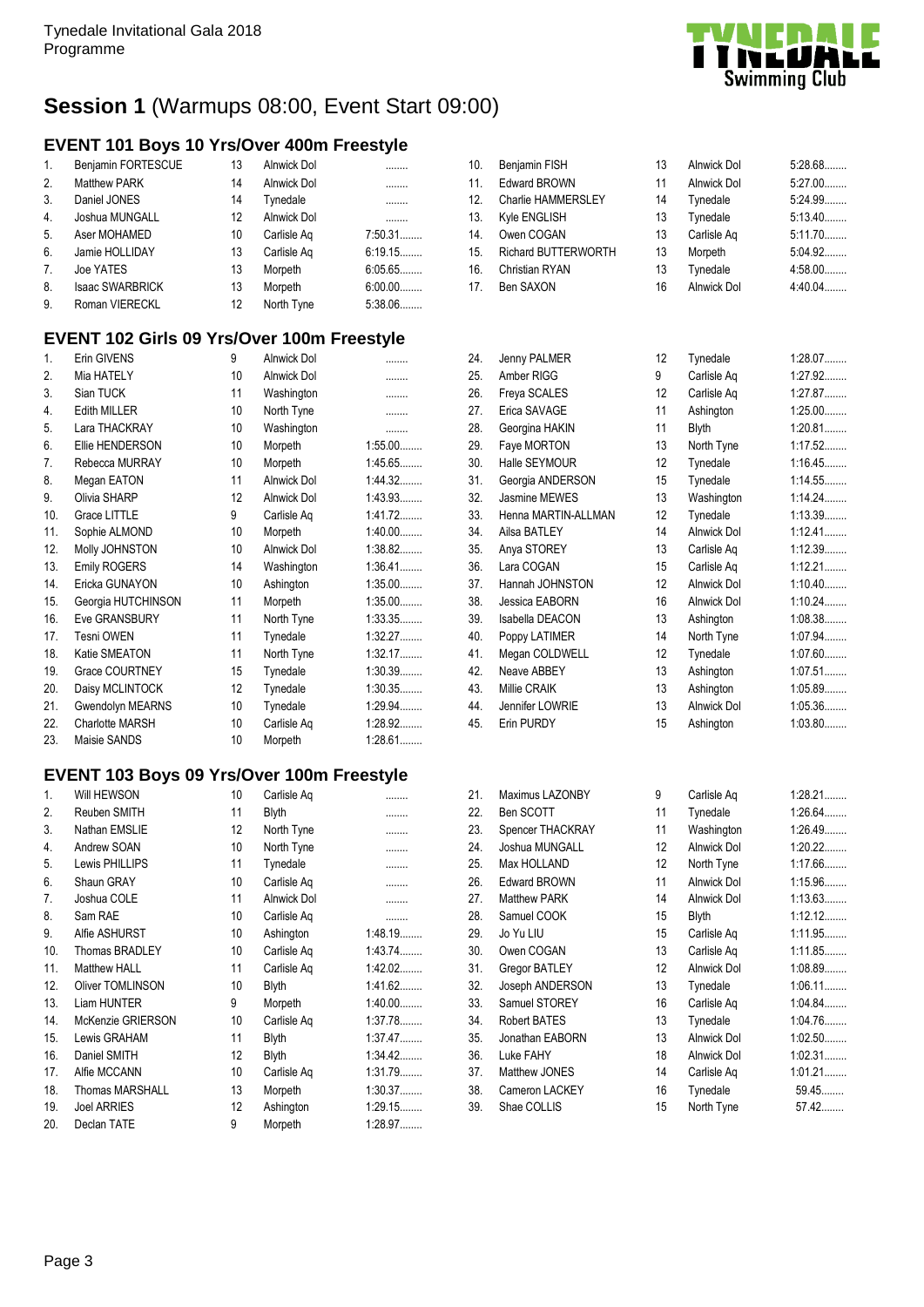# Session 1 (Warmups 08:00, Event Start 09:00)

## EVENT 101 Boys 10 Yrs/Over 400m Freestyle

| # | Name | Age | Club | Time |
|---|---|---|---|---|
| 1. | Benjamin FORTESCUE | 13 | Alnwick Dol | ........ |
| 2. | Matthew PARK | 14 | Alnwick Dol | ........ |
| 3. | Daniel JONES | 14 | Tynedale | ........ |
| 4. | Joshua MUNGALL | 12 | Alnwick Dol | ........ |
| 5. | Aser MOHAMED | 10 | Carlisle Aq | 7:50.31........ |
| 6. | Jamie HOLLIDAY | 13 | Carlisle Aq | 6:19.15........ |
| 7. | Joe YATES | 13 | Morpeth | 6:05.65........ |
| 8. | Isaac SWARBRICK | 13 | Morpeth | 6:00.00........ |
| 9. | Roman VIERECKL | 12 | North Tyne | 5:38.06........ |
| 10. | Benjamin FISH | 13 | Alnwick Dol | 5:28.68........ |
| 11. | Edward BROWN | 11 | Alnwick Dol | 5:27.00........ |
| 12. | Charlie HAMMERSLEY | 14 | Tynedale | 5:24.99........ |
| 13. | Kyle ENGLISH | 13 | Tynedale | 5:13.40........ |
| 14. | Owen COGAN | 13 | Carlisle Aq | 5:11.70........ |
| 15. | Richard BUTTERWORTH | 13 | Morpeth | 5:04.92........ |
| 16. | Christian RYAN | 13 | Tynedale | 4:58.00........ |
| 17. | Ben SAXON | 16 | Alnwick Dol | 4:40.04........ |

## EVENT 102 Girls 09 Yrs/Over 100m Freestyle

| # | Name | Age | Club | Time |
|---|---|---|---|---|
| 1. | Erin GIVENS | 9 | Alnwick Dol | ........ |
| 2. | Mia HATELY | 10 | Alnwick Dol | ........ |
| 3. | Sian TUCK | 11 | Washington | ........ |
| 4. | Edith MILLER | 10 | North Tyne | ........ |
| 5. | Lara THACKRAY | 10 | Washington | ........ |
| 6. | Ellie HENDERSON | 10 | Morpeth | 1:55.00........ |
| 7. | Rebecca MURRAY | 10 | Morpeth | 1:45.65........ |
| 8. | Megan EATON | 11 | Alnwick Dol | 1:44.32........ |
| 9. | Olivia SHARP | 12 | Alnwick Dol | 1:43.93........ |
| 10. | Grace LITTLE | 9 | Carlisle Aq | 1:41.72........ |
| 11. | Sophie ALMOND | 10 | Morpeth | 1:40.00........ |
| 12. | Molly JOHNSTON | 10 | Alnwick Dol | 1:38.82........ |
| 13. | Emily ROGERS | 14 | Washington | 1:36.41........ |
| 14. | Ericka GUNAYON | 10 | Ashington | 1:35.00........ |
| 15. | Georgia HUTCHINSON | 11 | Morpeth | 1:35.00........ |
| 16. | Eve GRANSBURY | 11 | North Tyne | 1:33.35........ |
| 17. | Tesni OWEN | 11 | Tynedale | 1:32.27........ |
| 18. | Katie SMEATON | 11 | North Tyne | 1:32.17........ |
| 19. | Grace COURTNEY | 15 | Tynedale | 1:30.39........ |
| 20. | Daisy MCLINTOCK | 12 | Tynedale | 1:30.35........ |
| 21. | Gwendolyn MEARNS | 10 | Tynedale | 1:29.94........ |
| 22. | Charlotte MARSH | 10 | Carlisle Aq | 1:28.92........ |
| 23. | Maisie SANDS | 10 | Morpeth | 1:28.61........ |
| 24. | Jenny PALMER | 12 | Tynedale | 1:28.07........ |
| 25. | Amber RIGG | 9 | Carlisle Aq | 1:27.92........ |
| 26. | Freya SCALES | 12 | Carlisle Aq | 1:27.87........ |
| 27. | Erica SAVAGE | 11 | Ashington | 1:25.00........ |
| 28. | Georgina HAKIN | 11 | Blyth | 1:20.81........ |
| 29. | Faye MORTON | 13 | North Tyne | 1:17.52........ |
| 30. | Halle SEYMOUR | 12 | Tynedale | 1:16.45........ |
| 31. | Georgia ANDERSON | 15 | Tynedale | 1:14.55........ |
| 32. | Jasmine MEWES | 13 | Washington | 1:14.24........ |
| 33. | Henna MARTIN-ALLMAN | 12 | Tynedale | 1:13.39........ |
| 34. | Ailsa BATLEY | 14 | Alnwick Dol | 1:12.41........ |
| 35. | Anya STOREY | 13 | Carlisle Aq | 1:12.39........ |
| 36. | Lara COGAN | 15 | Carlisle Aq | 1:12.21........ |
| 37. | Hannah JOHNSTON | 12 | Alnwick Dol | 1:10.40........ |
| 38. | Jessica EABORN | 16 | Alnwick Dol | 1:10.24........ |
| 39. | Isabella DEACON | 13 | Ashington | 1:08.38........ |
| 40. | Poppy LATIMER | 14 | North Tyne | 1:07.94........ |
| 41. | Megan COLDWELL | 12 | Tynedale | 1:07.60........ |
| 42. | Neave ABBEY | 13 | Ashington | 1:07.51........ |
| 43. | Millie CRAIK | 13 | Ashington | 1:05.89........ |
| 44. | Jennifer LOWRIE | 13 | Alnwick Dol | 1:05.36........ |
| 45. | Erin PURDY | 15 | Ashington | 1:03.80........ |

## EVENT 103 Boys 09 Yrs/Over 100m Freestyle

| # | Name | Age | Club | Time |
|---|---|---|---|---|
| 1. | Will HEWSON | 10 | Carlisle Aq | ........ |
| 2. | Reuben SMITH | 11 | Blyth | ........ |
| 3. | Nathan EMSLIE | 12 | North Tyne | ........ |
| 4. | Andrew SOAN | 10 | North Tyne | ........ |
| 5. | Lewis PHILLIPS | 11 | Tynedale | ........ |
| 6. | Shaun GRAY | 10 | Carlisle Aq | ........ |
| 7. | Joshua COLE | 11 | Alnwick Dol | ........ |
| 8. | Sam RAE | 10 | Carlisle Aq | ........ |
| 9. | Alfie ASHURST | 10 | Ashington | 1:48.19........ |
| 10. | Thomas BRADLEY | 10 | Carlisle Aq | 1:43.74........ |
| 11. | Matthew HALL | 11 | Carlisle Aq | 1:42.02........ |
| 12. | Oliver TOMLINSON | 10 | Blyth | 1:41.62........ |
| 13. | Liam HUNTER | 9 | Morpeth | 1:40.00........ |
| 14. | McKenzie GRIERSON | 10 | Carlisle Aq | 1:37.78........ |
| 15. | Lewis GRAHAM | 11 | Blyth | 1:37.47........ |
| 16. | Daniel SMITH | 12 | Blyth | 1:34.42........ |
| 17. | Alfie MCCANN | 10 | Carlisle Aq | 1:31.79........ |
| 18. | Thomas MARSHALL | 13 | Morpeth | 1:30.37........ |
| 19. | Joel ARRIES | 12 | Ashington | 1:29.15........ |
| 20. | Declan TATE | 9 | Morpeth | 1:28.97........ |
| 21. | Maximus LAZONBY | 9 | Carlisle Aq | 1:28.21........ |
| 22. | Ben SCOTT | 11 | Tynedale | 1:26.64........ |
| 23. | Spencer THACKRAY | 11 | Washington | 1:26.49........ |
| 24. | Joshua MUNGALL | 12 | Alnwick Dol | 1:20.22........ |
| 25. | Max HOLLAND | 12 | North Tyne | 1:17.66........ |
| 26. | Edward BROWN | 11 | Alnwick Dol | 1:15.96........ |
| 27. | Matthew PARK | 14 | Alnwick Dol | 1:13.63........ |
| 28. | Samuel COOK | 15 | Blyth | 1:12.12........ |
| 29. | Jo Yu LIU | 15 | Carlisle Aq | 1:11.95........ |
| 30. | Owen COGAN | 13 | Carlisle Aq | 1:11.85........ |
| 31. | Gregor BATLEY | 12 | Alnwick Dol | 1:08.89........ |
| 32. | Joseph ANDERSON | 13 | Tynedale | 1:06.11........ |
| 33. | Samuel STOREY | 16 | Carlisle Aq | 1:04.84........ |
| 34. | Robert BATES | 13 | Tynedale | 1:04.76........ |
| 35. | Jonathan EABORN | 13 | Alnwick Dol | 1:02.50........ |
| 36. | Luke FAHY | 18 | Alnwick Dol | 1:02.31........ |
| 37. | Matthew JONES | 14 | Carlisle Aq | 1:01.21........ |
| 38. | Cameron LACKEY | 16 | Tynedale | 59.45........ |
| 39. | Shae COLLIS | 15 | North Tyne | 57.42........ |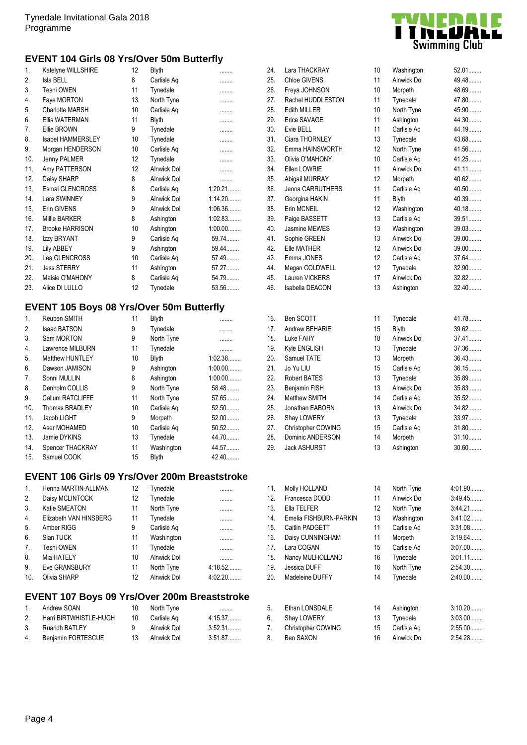Tynedale Invitational Gala 2018
Programme

## EVENT 104 Girls 08 Yrs/Over 50m Butterfly

| # | Name | Age | Club | Time |
|---|---|---|---|---|
| 1. | Katelyne WILLSHIRE | 12 | Blyth | ........ |
| 2. | Isla BELL | 8 | Carlisle Aq | ........ |
| 3. | Tesni OWEN | 11 | Tynedale | ........ |
| 4. | Faye MORTON | 13 | North Tyne | ........ |
| 5. | Charlotte MARSH | 10 | Carlisle Aq | ........ |
| 6. | Ellis WATERMAN | 11 | Blyth | ........ |
| 7. | Ellie BROWN | 9 | Tynedale | ........ |
| 8. | Isabel HAMMERSLEY | 10 | Tynedale | ........ |
| 9. | Morgan HENDERSON | 10 | Carlisle Aq | ........ |
| 10. | Jenny PALMER | 12 | Tynedale | ........ |
| 11. | Amy PATTERSON | 12 | Alnwick Dol | ........ |
| 12. | Daisy SHARP | 8 | Alnwick Dol | ........ |
| 13. | Esmai GLENCROSS | 8 | Carlisle Aq | 1:20.21........ |
| 14. | Lara SWINNEY | 9 | Alnwick Dol | 1:14.20........ |
| 15. | Erin GIVENS | 9 | Alnwick Dol | 1:06.36........ |
| 16. | Millie BARKER | 8 | Ashington | 1:02.83........ |
| 17. | Brooke HARRISON | 10 | Ashington | 1:00.00........ |
| 18. | Izzy BRYANT | 9 | Carlisle Aq | 59.74........ |
| 19. | Lily ABBEY | 9 | Ashington | 59.44........ |
| 20. | Lea GLENCROSS | 10 | Carlisle Aq | 57.49........ |
| 21. | Jess STERRY | 11 | Ashington | 57.27........ |
| 22. | Maisie O'MAHONY | 8 | Carlisle Aq | 54.79........ |
| 23. | Alice DI LULLO | 12 | Tynedale | 53.56........ |
| 24. | Lara THACKRAY | 10 | Washington | 52.01........ |
| 25. | Chloe GIVENS | 11 | Alnwick Dol | 49.48........ |
| 26. | Freya JOHNSON | 10 | Morpeth | 48.69........ |
| 27. | Rachel HUDDLESTON | 11 | Tynedale | 47.80........ |
| 28. | Edith MILLER | 10 | North Tyne | 45.90........ |
| 29. | Erica SAVAGE | 11 | Ashington | 44.30........ |
| 30. | Evie BELL | 11 | Carlisle Aq | 44.19........ |
| 31. | Ciara THORNLEY | 13 | Tynedale | 43.68........ |
| 32. | Emma HAINSWORTH | 12 | North Tyne | 41.56........ |
| 33. | Olivia O'MAHONY | 10 | Carlisle Aq | 41.25........ |
| 34. | Ellen LOWRIE | 11 | Alnwick Dol | 41.11........ |
| 35. | Abigail MURRAY | 12 | Morpeth | 40.62........ |
| 36. | Jenna CARRUTHERS | 11 | Carlisle Aq | 40.50........ |
| 37. | Georgina HAKIN | 11 | Blyth | 40.39........ |
| 38. | Erin MCNEIL | 12 | Washington | 40.18........ |
| 39. | Paige BASSETT | 13 | Carlisle Aq | 39.51........ |
| 40. | Jasmine MEWES | 13 | Washington | 39.03........ |
| 41. | Sophie GREEN | 13 | Alnwick Dol | 39.00........ |
| 42. | Elle MATHER | 12 | Alnwick Dol | 39.00........ |
| 43. | Emma JONES | 12 | Carlisle Aq | 37.64........ |
| 44. | Megan COLDWELL | 12 | Tynedale | 32.90........ |
| 45. | Lauren VICKERS | 17 | Alnwick Dol | 32.82........ |
| 46. | Isabella DEACON | 13 | Ashington | 32.40........ |

## EVENT 105 Boys 08 Yrs/Over 50m Butterfly

| # | Name | Age | Club | Time |
|---|---|---|---|---|
| 1. | Reuben SMITH | 11 | Blyth | ........ |
| 2. | Isaac BATSON | 9 | Tynedale | ........ |
| 3. | Sam MORTON | 9 | North Tyne | ........ |
| 4. | Lawrence MILBURN | 11 | Tynedale | ........ |
| 5. | Matthew HUNTLEY | 10 | Blyth | 1:02.38........ |
| 6. | Dawson JAMISON | 9 | Ashington | 1:00.00........ |
| 7. | Sonni MULLIN | 8 | Ashington | 1:00.00........ |
| 8. | Denholm COLLIS | 9 | North Tyne | 58.48........ |
| 9. | Callum RATCLIFFE | 11 | North Tyne | 57.65........ |
| 10. | Thomas BRADLEY | 10 | Carlisle Aq | 52.50........ |
| 11. | Jacob LIGHT | 9 | Morpeth | 52.00........ |
| 12. | Aser MOHAMED | 10 | Carlisle Aq | 50.52........ |
| 13. | Jamie DYKINS | 13 | Tynedale | 44.70........ |
| 14. | Spencer THACKRAY | 11 | Washington | 44.57........ |
| 15. | Samuel COOK | 15 | Blyth | 42.40........ |
| 16. | Ben SCOTT | 11 | Tynedale | 41.78........ |
| 17. | Andrew BEHARIE | 15 | Blyth | 39.62........ |
| 18. | Luke FAHY | 18 | Alnwick Dol | 37.41........ |
| 19. | Kyle ENGLISH | 13 | Tynedale | 37.36........ |
| 20. | Samuel TATE | 13 | Morpeth | 36.43........ |
| 21. | Jo Yu LIU | 15 | Carlisle Aq | 36.15........ |
| 22. | Robert BATES | 13 | Tynedale | 35.89........ |
| 23. | Benjamin FISH | 13 | Alnwick Dol | 35.83........ |
| 24. | Matthew SMITH | 14 | Carlisle Aq | 35.52........ |
| 25. | Jonathan EABORN | 13 | Alnwick Dol | 34.82........ |
| 26. | Shay LOWERY | 13 | Tynedale | 33.97........ |
| 27. | Christopher COWING | 15 | Carlisle Aq | 31.80........ |
| 28. | Dominic ANDERSON | 14 | Morpeth | 31.10........ |
| 29. | Jack ASHURST | 13 | Ashington | 30.60........ |

## EVENT 106 Girls 09 Yrs/Over 200m Breaststroke

| # | Name | Age | Club | Time |
|---|---|---|---|---|
| 1. | Henna MARTIN-ALLMAN | 12 | Tynedale | ........ |
| 2. | Daisy MCLINTOCK | 12 | Tynedale | ........ |
| 3. | Katie SMEATON | 11 | North Tyne | ........ |
| 4. | Elizabeth VAN HINSBERG | 11 | Tynedale | ........ |
| 5. | Amber RIGG | 9 | Carlisle Aq | ........ |
| 6. | Sian TUCK | 11 | Washington | ........ |
| 7. | Tesni OWEN | 11 | Tynedale | ........ |
| 8. | Mia HATELY | 10 | Alnwick Dol | ........ |
| 9. | Eve GRANSBURY | 11 | North Tyne | 4:18.52........ |
| 10. | Olivia SHARP | 12 | Alnwick Dol | 4:02.20........ |
| 11. | Molly HOLLAND | 14 | North Tyne | 4:01.90........ |
| 12. | Francesca DODD | 11 | Alnwick Dol | 3:49.45........ |
| 13. | Ella TELFER | 12 | North Tyne | 3:44.21........ |
| 14. | Emelia FISHBURN-PARKIN | 13 | Washington | 3:41.02........ |
| 15. | Caitlin PADGETT | 11 | Carlisle Aq | 3:31.08........ |
| 16. | Daisy CUNNINGHAM | 11 | Morpeth | 3:19.64........ |
| 17. | Lara COGAN | 15 | Carlisle Aq | 3:07.00........ |
| 18. | Nancy MULHOLLAND | 16 | Tynedale | 3:01.11........ |
| 19. | Jessica DUFF | 16 | North Tyne | 2:54.30........ |
| 20. | Madeleine DUFFY | 14 | Tynedale | 2:40.00........ |

## EVENT 107 Boys 09 Yrs/Over 200m Breaststroke

| # | Name | Age | Club | Time |
|---|---|---|---|---|
| 1. | Andrew SOAN | 10 | North Tyne | ........ |
| 2. | Harri BIRTWHISTLE-HUGH | 10 | Carlisle Aq | 4:15.37........ |
| 3. | Ruaridh BATLEY | 9 | Alnwick Dol | 3:52.31........ |
| 4. | Benjamin FORTESCUE | 13 | Alnwick Dol | 3:51.87........ |
| 5. | Ethan LONSDALE | 14 | Ashington | 3:10.20........ |
| 6. | Shay LOWERY | 13 | Tynedale | 3:03.00........ |
| 7. | Christopher COWING | 15 | Carlisle Aq | 2:55.00........ |
| 8. | Ben SAXON | 16 | Alnwick Dol | 2:54.28........ |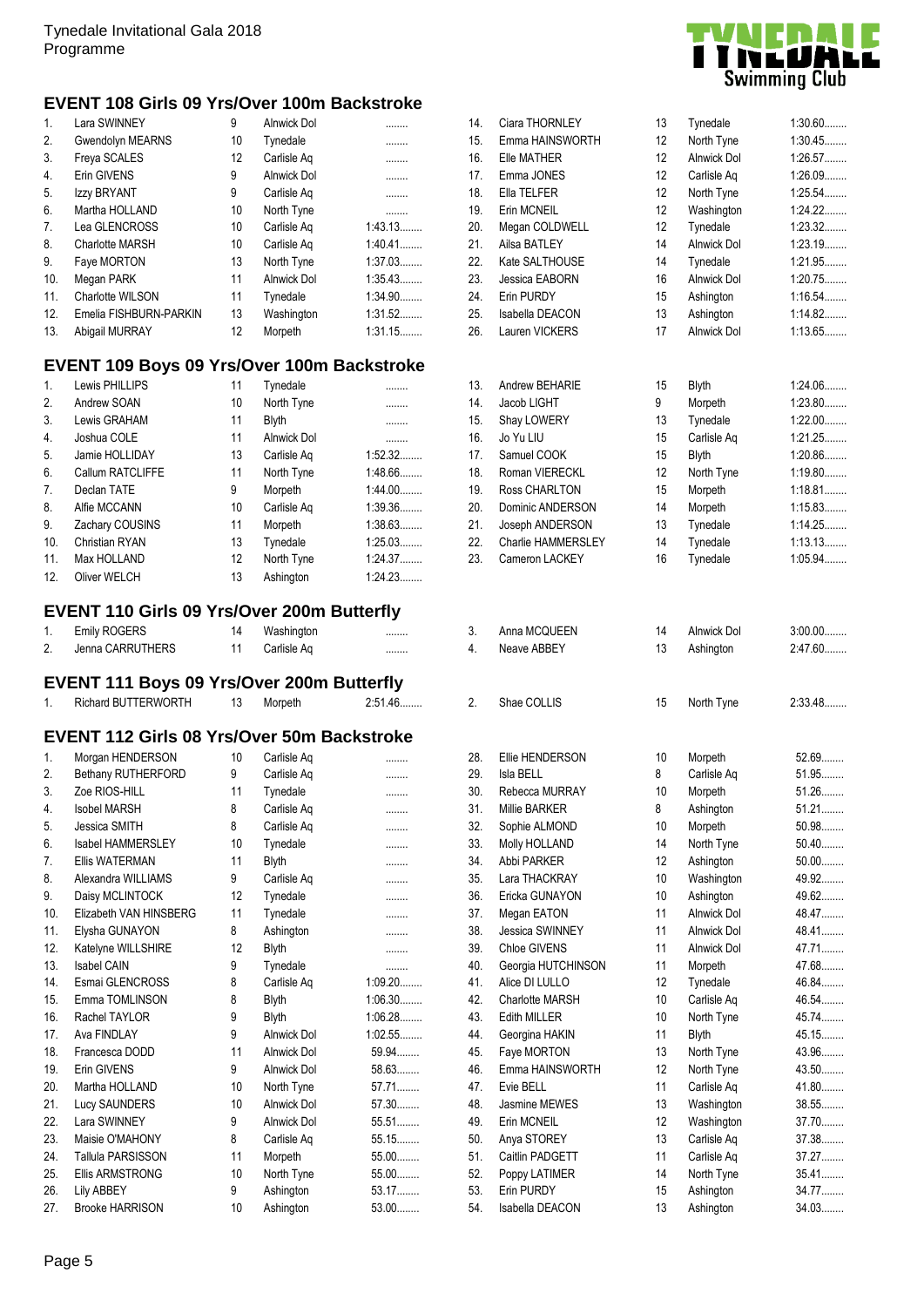Tynedale Invitational Gala 2018
Programme

## EVENT 108 Girls 09 Yrs/Over 100m Backstroke

| # | Name | Age | Club | Time |
|---|---|---|---|---|
| 1. | Lara SWINNEY | 9 | Alnwick Dol | ........ |
| 2. | Gwendolyn MEARNS | 10 | Tynedale | ........ |
| 3. | Freya SCALES | 12 | Carlisle Aq | ........ |
| 4. | Erin GIVENS | 9 | Alnwick Dol | ........ |
| 5. | Izzy BRYANT | 9 | Carlisle Aq | ........ |
| 6. | Martha HOLLAND | 10 | North Tyne | ........ |
| 7. | Lea GLENCROSS | 10 | Carlisle Aq | 1:43.13........ |
| 8. | Charlotte MARSH | 10 | Carlisle Aq | 1:40.41........ |
| 9. | Faye MORTON | 13 | North Tyne | 1:37.03........ |
| 10. | Megan PARK | 11 | Alnwick Dol | 1:35.43........ |
| 11. | Charlotte WILSON | 11 | Tynedale | 1:34.90........ |
| 12. | Emelia FISHBURN-PARKIN | 13 | Washington | 1:31.52........ |
| 13. | Abigail MURRAY | 12 | Morpeth | 1:31.15........ |
| 14. | Ciara THORNLEY | 13 | Tynedale | 1:30.60........ |
| 15. | Emma HAINSWORTH | 12 | North Tyne | 1:30.45........ |
| 16. | Elle MATHER | 12 | Alnwick Dol | 1:26.57........ |
| 17. | Emma JONES | 12 | Carlisle Aq | 1:26.09........ |
| 18. | Ella TELFER | 12 | North Tyne | 1:25.54........ |
| 19. | Erin MCNEIL | 12 | Washington | 1:24.22........ |
| 20. | Megan COLDWELL | 12 | Tynedale | 1:23.32........ |
| 21. | Ailsa BATLEY | 14 | Alnwick Dol | 1:23.19........ |
| 22. | Kate SALTHOUSE | 14 | Tynedale | 1:21.95........ |
| 23. | Jessica EABORN | 16 | Alnwick Dol | 1:20.75........ |
| 24. | Erin PURDY | 15 | Ashington | 1:16.54........ |
| 25. | Isabella DEACON | 13 | Ashington | 1:14.82........ |
| 26. | Lauren VICKERS | 17 | Alnwick Dol | 1:13.65........ |

## EVENT 109 Boys 09 Yrs/Over 100m Backstroke

| # | Name | Age | Club | Time |
|---|---|---|---|---|
| 1. | Lewis PHILLIPS | 11 | Tynedale | ........ |
| 2. | Andrew SOAN | 10 | North Tyne | ........ |
| 3. | Lewis GRAHAM | 11 | Blyth | ........ |
| 4. | Joshua COLE | 11 | Alnwick Dol | ........ |
| 5. | Jamie HOLLIDAY | 13 | Carlisle Aq | 1:52.32........ |
| 6. | Callum RATCLIFFE | 11 | North Tyne | 1:48.66........ |
| 7. | Declan TATE | 9 | Morpeth | 1:44.00........ |
| 8. | Alfie MCCANN | 10 | Carlisle Aq | 1:39.36........ |
| 9. | Zachary COUSINS | 11 | Morpeth | 1:38.63........ |
| 10. | Christian RYAN | 13 | Tynedale | 1:25.03........ |
| 11. | Max HOLLAND | 12 | North Tyne | 1:24.37........ |
| 12. | Oliver WELCH | 13 | Ashington | 1:24.23........ |
| 13. | Andrew BEHARIE | 15 | Blyth | 1:24.06........ |
| 14. | Jacob LIGHT | 9 | Morpeth | 1:23.80........ |
| 15. | Shay LOWERY | 13 | Tynedale | 1:22.00........ |
| 16. | Jo Yu LIU | 15 | Carlisle Aq | 1:21.25........ |
| 17. | Samuel COOK | 15 | Blyth | 1:20.86........ |
| 18. | Roman VIERECKL | 12 | North Tyne | 1:19.80........ |
| 19. | Ross CHARLTON | 15 | Morpeth | 1:18.81........ |
| 20. | Dominic ANDERSON | 14 | Morpeth | 1:15.83........ |
| 21. | Joseph ANDERSON | 13 | Tynedale | 1:14.25........ |
| 22. | Charlie HAMMERSLEY | 14 | Tynedale | 1:13.13........ |
| 23. | Cameron LACKEY | 16 | Tynedale | 1:05.94........ |

## EVENT 110 Girls 09 Yrs/Over 200m Butterfly

| # | Name | Age | Club | Time |
|---|---|---|---|---|
| 1. | Emily ROGERS | 14 | Washington | ........ |
| 2. | Jenna CARRUTHERS | 11 | Carlisle Aq | ........ |
| 3. | Anna MCQUEEN | 14 | Alnwick Dol | 3:00.00........ |
| 4. | Neave ABBEY | 13 | Ashington | 2:47.60........ |

## EVENT 111 Boys 09 Yrs/Over 200m Butterfly

| # | Name | Age | Club | Time |
|---|---|---|---|---|
| 1. | Richard BUTTERWORTH | 13 | Morpeth | 2:51.46........ |
| 2. | Shae COLLIS | 15 | North Tyne | 2:33.48........ |

## EVENT 112 Girls 08 Yrs/Over 50m Backstroke

| # | Name | Age | Club | Time |
|---|---|---|---|---|
| 1. | Morgan HENDERSON | 10 | Carlisle Aq | ........ |
| 2. | Bethany RUTHERFORD | 9 | Carlisle Aq | ........ |
| 3. | Zoe RIOS-HILL | 11 | Tynedale | ........ |
| 4. | Isobel MARSH | 8 | Carlisle Aq | ........ |
| 5. | Jessica SMITH | 8 | Carlisle Aq | ........ |
| 6. | Isabel HAMMERSLEY | 10 | Tynedale | ........ |
| 7. | Ellis WATERMAN | 11 | Blyth | ........ |
| 8. | Alexandra WILLIAMS | 9 | Carlisle Aq | ........ |
| 9. | Daisy MCLINTOCK | 12 | Tynedale | ........ |
| 10. | Elizabeth VAN HINSBERG | 11 | Tynedale | ........ |
| 11. | Elysha GUNAYON | 8 | Ashington | ........ |
| 12. | Katelyne WILLSHIRE | 12 | Blyth | ........ |
| 13. | Isabel CAIN | 9 | Tynedale | ........ |
| 14. | Esmai GLENCROSS | 8 | Carlisle Aq | 1:09.20........ |
| 15. | Emma TOMLINSON | 8 | Blyth | 1:06.30........ |
| 16. | Rachel TAYLOR | 9 | Blyth | 1:06.28........ |
| 17. | Ava FINDLAY | 9 | Alnwick Dol | 1:02.55........ |
| 18. | Francesca DODD | 11 | Alnwick Dol | 59.94........ |
| 19. | Erin GIVENS | 9 | Alnwick Dol | 58.63........ |
| 20. | Martha HOLLAND | 10 | North Tyne | 57.71........ |
| 21. | Lucy SAUNDERS | 10 | Alnwick Dol | 57.30........ |
| 22. | Lara SWINNEY | 9 | Alnwick Dol | 55.51........ |
| 23. | Maisie O'MAHONY | 8 | Carlisle Aq | 55.15........ |
| 24. | Tallula PARSISSON | 11 | Morpeth | 55.00........ |
| 25. | Ellis ARMSTRONG | 10 | North Tyne | 55.00........ |
| 26. | Lily ABBEY | 9 | Ashington | 53.17........ |
| 27. | Brooke HARRISON | 10 | Ashington | 53.00........ |
| 28. | Ellie HENDERSON | 10 | Morpeth | 52.69........ |
| 29. | Isla BELL | 8 | Carlisle Aq | 51.95........ |
| 30. | Rebecca MURRAY | 10 | Morpeth | 51.26........ |
| 31. | Millie BARKER | 8 | Ashington | 51.21........ |
| 32. | Sophie ALMOND | 10 | Morpeth | 50.98........ |
| 33. | Molly HOLLAND | 14 | North Tyne | 50.40........ |
| 34. | Abbi PARKER | 12 | Ashington | 50.00........ |
| 35. | Lara THACKRAY | 10 | Washington | 49.92........ |
| 36. | Ericka GUNAYON | 10 | Ashington | 49.62........ |
| 37. | Megan EATON | 11 | Alnwick Dol | 48.47........ |
| 38. | Jessica SWINNEY | 11 | Alnwick Dol | 48.41........ |
| 39. | Chloe GIVENS | 11 | Alnwick Dol | 47.71........ |
| 40. | Georgia HUTCHINSON | 11 | Morpeth | 47.68........ |
| 41. | Alice DI LULLO | 12 | Tynedale | 46.84........ |
| 42. | Charlotte MARSH | 10 | Carlisle Aq | 46.54........ |
| 43. | Edith MILLER | 10 | North Tyne | 45.74........ |
| 44. | Georgina HAKIN | 11 | Blyth | 45.15........ |
| 45. | Faye MORTON | 13 | North Tyne | 43.96........ |
| 46. | Emma HAINSWORTH | 12 | North Tyne | 43.50........ |
| 47. | Evie BELL | 11 | Carlisle Aq | 41.80........ |
| 48. | Jasmine MEWES | 13 | Washington | 38.55........ |
| 49. | Erin MCNEIL | 12 | Washington | 37.70........ |
| 50. | Anya STOREY | 13 | Carlisle Aq | 37.38........ |
| 51. | Caitlin PADGETT | 11 | Carlisle Aq | 37.27........ |
| 52. | Poppy LATIMER | 14 | North Tyne | 35.41........ |
| 53. | Erin PURDY | 15 | Ashington | 34.77........ |
| 54. | Isabella DEACON | 13 | Ashington | 34.03........ |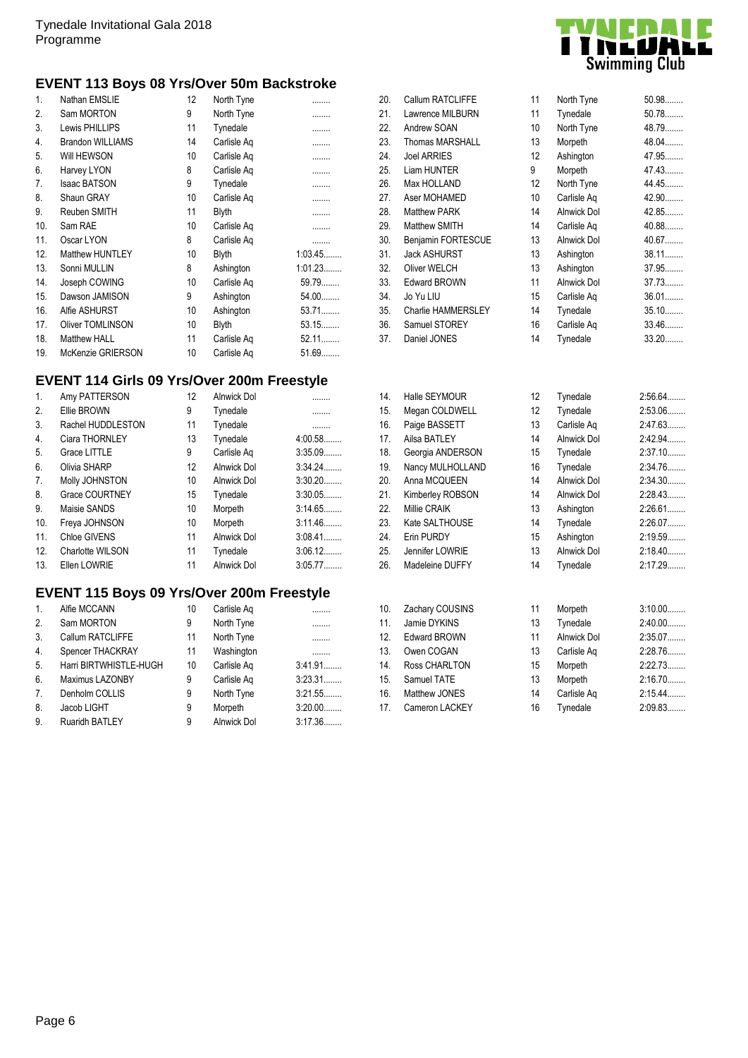## EVENT 113 Boys 08 Yrs/Over 50m Backstroke

| | Name | Age | Club | Time |
|---|---|---|---|---|
| 1. | Nathan EMSLIE | 12 | North Tyne | ........ |
| 2. | Sam MORTON | 9 | North Tyne | ........ |
| 3. | Lewis PHILLIPS | 11 | Tynedale | ........ |
| 4. | Brandon WILLIAMS | 14 | Carlisle Aq | ........ |
| 5. | Will HEWSON | 10 | Carlisle Aq | ........ |
| 6. | Harvey LYON | 8 | Carlisle Aq | ........ |
| 7. | Isaac BATSON | 9 | Tynedale | ........ |
| 8. | Shaun GRAY | 10 | Carlisle Aq | ........ |
| 9. | Reuben SMITH | 11 | Blyth | ........ |
| 10. | Sam RAE | 10 | Carlisle Aq | ........ |
| 11. | Oscar LYON | 8 | Carlisle Aq | ........ |
| 12. | Matthew HUNTLEY | 10 | Blyth | 1:03.45........ |
| 13. | Sonni MULLIN | 8 | Ashington | 1:01.23........ |
| 14. | Joseph COWING | 10 | Carlisle Aq | 59.79........ |
| 15. | Dawson JAMISON | 9 | Ashington | 54.00........ |
| 16. | Alfie ASHURST | 10 | Ashington | 53.71........ |
| 17. | Oliver TOMLINSON | 10 | Blyth | 53.15........ |
| 18. | Matthew HALL | 11 | Carlisle Aq | 52.11........ |
| 19. | McKenzie GRIERSON | 10 | Carlisle Aq | 51.69........ |
| 20. | Callum RATCLIFFE | 11 | North Tyne | 50.98........ |
| 21. | Lawrence MILBURN | 11 | Tynedale | 50.78........ |
| 22. | Andrew SOAN | 10 | North Tyne | 48.79........ |
| 23. | Thomas MARSHALL | 13 | Morpeth | 48.04........ |
| 24. | Joel ARRIES | 12 | Ashington | 47.95........ |
| 25. | Liam HUNTER | 9 | Morpeth | 47.43........ |
| 26. | Max HOLLAND | 12 | North Tyne | 44.45........ |
| 27. | Aser MOHAMED | 10 | Carlisle Aq | 42.90........ |
| 28. | Matthew PARK | 14 | Alnwick Dol | 42.85........ |
| 29. | Matthew SMITH | 14 | Carlisle Aq | 40.88........ |
| 30. | Benjamin FORTESCUE | 13 | Alnwick Dol | 40.67........ |
| 31. | Jack ASHURST | 13 | Ashington | 38.11........ |
| 32. | Oliver WELCH | 13 | Ashington | 37.95........ |
| 33. | Edward BROWN | 11 | Alnwick Dol | 37.73........ |
| 34. | Jo Yu LIU | 15 | Carlisle Aq | 36.01........ |
| 35. | Charlie HAMMERSLEY | 14 | Tynedale | 35.10........ |
| 36. | Samuel STOREY | 16 | Carlisle Aq | 33.46........ |
| 37. | Daniel JONES | 14 | Tynedale | 33.20........ |

## EVENT 114 Girls 09 Yrs/Over 200m Freestyle

| | Name | Age | Club | Time |
|---|---|---|---|---|
| 1. | Amy PATTERSON | 12 | Alnwick Dol | ........ |
| 2. | Ellie BROWN | 9 | Tynedale | ........ |
| 3. | Rachel HUDDLESTON | 11 | Tynedale | ........ |
| 4. | Ciara THORNLEY | 13 | Tynedale | 4:00.58........ |
| 5. | Grace LITTLE | 9 | Carlisle Aq | 3:35.09........ |
| 6. | Olivia SHARP | 12 | Alnwick Dol | 3:34.24........ |
| 7. | Molly JOHNSTON | 10 | Alnwick Dol | 3:30.20........ |
| 8. | Grace COURTNEY | 15 | Tynedale | 3:30.05........ |
| 9. | Maisie SANDS | 10 | Morpeth | 3:14.65........ |
| 10. | Freya JOHNSON | 10 | Morpeth | 3:11.46........ |
| 11. | Chloe GIVENS | 11 | Alnwick Dol | 3:08.41........ |
| 12. | Charlotte WILSON | 11 | Tynedale | 3:06.12........ |
| 13. | Ellen LOWRIE | 11 | Alnwick Dol | 3:05.77........ |
| 14. | Halle SEYMOUR | 12 | Tynedale | 2:56.64........ |
| 15. | Megan COLDWELL | 12 | Tynedale | 2:53.06........ |
| 16. | Paige BASSETT | 13 | Carlisle Aq | 2:47.63........ |
| 17. | Ailsa BATLEY | 14 | Alnwick Dol | 2:42.94........ |
| 18. | Georgia ANDERSON | 15 | Tynedale | 2:37.10........ |
| 19. | Nancy MULHOLLAND | 16 | Tynedale | 2:34.76........ |
| 20. | Anna MCQUEEN | 14 | Alnwick Dol | 2:34.30........ |
| 21. | Kimberley ROBSON | 14 | Alnwick Dol | 2:28.43........ |
| 22. | Millie CRAIK | 13 | Ashington | 2:26.61........ |
| 23. | Kate SALTHOUSE | 14 | Tynedale | 2:26.07........ |
| 24. | Erin PURDY | 15 | Ashington | 2:19.59........ |
| 25. | Jennifer LOWRIE | 13 | Alnwick Dol | 2:18.40........ |
| 26. | Madeleine DUFFY | 14 | Tynedale | 2:17.29........ |

## EVENT 115 Boys 09 Yrs/Over 200m Freestyle

| | Name | Age | Club | Time |
|---|---|---|---|---|
| 1. | Alfie MCCANN | 10 | Carlisle Aq | ........ |
| 2. | Sam MORTON | 9 | North Tyne | ........ |
| 3. | Callum RATCLIFFE | 11 | North Tyne | ........ |
| 4. | Spencer THACKRAY | 11 | Washington | ........ |
| 5. | Harri BIRTWHISTLE-HUGH | 10 | Carlisle Aq | 3:41.91........ |
| 6. | Maximus LAZONBY | 9 | Carlisle Aq | 3:23.31........ |
| 7. | Denholm COLLIS | 9 | North Tyne | 3:21.55........ |
| 8. | Jacob LIGHT | 9 | Morpeth | 3:20.00........ |
| 9. | Ruaridh BATLEY | 9 | Alnwick Dol | 3:17.36........ |
| 10. | Zachary COUSINS | 11 | Morpeth | 3:10.00........ |
| 11. | Jamie DYKINS | 13 | Tynedale | 2:40.00........ |
| 12. | Edward BROWN | 11 | Alnwick Dol | 2:35.07........ |
| 13. | Owen COGAN | 13 | Carlisle Aq | 2:28.76........ |
| 14. | Ross CHARLTON | 15 | Morpeth | 2:22.73........ |
| 15. | Samuel TATE | 13 | Morpeth | 2:16.70........ |
| 16. | Matthew JONES | 14 | Carlisle Aq | 2:15.44........ |
| 17. | Cameron LACKEY | 16 | Tynedale | 2:09.83........ |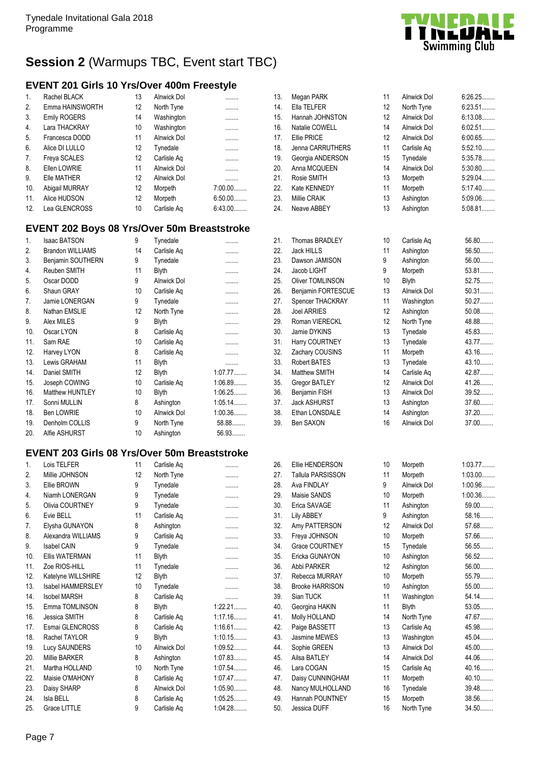# Session 2 (Warmups TBC, Event start TBC)

## EVENT 201 Girls 10 Yrs/Over 400m Freestyle

| # | Name | Age | Club | Time |
|---|---|---|---|---|
| 1. | Rachel BLACK | 13 | Alnwick Dol | ........ |
| 2. | Emma HAINSWORTH | 12 | North Tyne | ........ |
| 3. | Emily ROGERS | 14 | Washington | ........ |
| 4. | Lara THACKRAY | 10 | Washington | ........ |
| 5. | Francesca DODD | 11 | Alnwick Dol | ........ |
| 6. | Alice DI LULLO | 12 | Tynedale | ........ |
| 7. | Freya SCALES | 12 | Carlisle Aq | ........ |
| 8. | Ellen LOWRIE | 11 | Alnwick Dol | ........ |
| 9. | Elle MATHER | 12 | Alnwick Dol | ........ |
| 10. | Abigail MURRAY | 12 | Morpeth | 7:00.00........ |
| 11. | Alice HUDSON | 12 | Morpeth | 6:50.00........ |
| 12. | Lea GLENCROSS | 10 | Carlisle Aq | 6:43.00........ |
| 13. | Megan PARK | 11 | Alnwick Dol | 6:26.25........ |
| 14. | Ella TELFER | 12 | North Tyne | 6:23.51........ |
| 15. | Hannah JOHNSTON | 12 | Alnwick Dol | 6:13.08........ |
| 16. | Natalie COWELL | 14 | Alnwick Dol | 6:02.51........ |
| 17. | Ellie PRICE | 12 | Alnwick Dol | 6:00.65........ |
| 18. | Jenna CARRUTHERS | 11 | Carlisle Aq | 5:52.10........ |
| 19. | Georgia ANDERSON | 15 | Tynedale | 5:35.78........ |
| 20. | Anna MCQUEEN | 14 | Alnwick Dol | 5:30.80........ |
| 21. | Rosie SMITH | 13 | Morpeth | 5:29.04........ |
| 22. | Kate KENNEDY | 11 | Morpeth | 5:17.40........ |
| 23. | Millie CRAIK | 13 | Ashington | 5:09.06........ |
| 24. | Neave ABBEY | 13 | Ashington | 5:08.81........ |

## EVENT 202 Boys 08 Yrs/Over 50m Breaststroke

| # | Name | Age | Club | Time |
|---|---|---|---|---|
| 1. | Isaac BATSON | 9 | Tynedale | ........ |
| 2. | Brandon WILLIAMS | 14 | Carlisle Aq | ........ |
| 3. | Benjamin SOUTHERN | 9 | Tynedale | ........ |
| 4. | Reuben SMITH | 11 | Blyth | ........ |
| 5. | Oscar DODD | 9 | Alnwick Dol | ........ |
| 6. | Shaun GRAY | 10 | Carlisle Aq | ........ |
| 7. | Jamie LONERGAN | 9 | Tynedale | ........ |
| 8. | Nathan EMSLIE | 12 | North Tyne | ........ |
| 9. | Alex MILES | 9 | Blyth | ........ |
| 10. | Oscar LYON | 8 | Carlisle Aq | ........ |
| 11. | Sam RAE | 10 | Carlisle Aq | ........ |
| 12. | Harvey LYON | 8 | Carlisle Aq | ........ |
| 13. | Lewis GRAHAM | 11 | Blyth | ........ |
| 14. | Daniel SMITH | 12 | Blyth | 1:07.77........ |
| 15. | Joseph COWING | 10 | Carlisle Aq | 1:06.89........ |
| 16. | Matthew HUNTLEY | 10 | Blyth | 1:06.25........ |
| 17. | Sonni MULLIN | 8 | Ashington | 1:05.14........ |
| 18. | Ben LOWRIE | 10 | Alnwick Dol | 1:00.36........ |
| 19. | Denholm COLLIS | 9 | North Tyne | 58.88........ |
| 20. | Alfie ASHURST | 10 | Ashington | 56.93........ |
| 21. | Thomas BRADLEY | 10 | Carlisle Aq | 56.80........ |
| 22. | Jack HILLS | 11 | Ashington | 56.50........ |
| 23. | Dawson JAMISON | 9 | Ashington | 56.00........ |
| 24. | Jacob LIGHT | 9 | Morpeth | 53.81........ |
| 25. | Oliver TOMLINSON | 10 | Blyth | 52.75........ |
| 26. | Benjamin FORTESCUE | 13 | Alnwick Dol | 50.31........ |
| 27. | Spencer THACKRAY | 11 | Washington | 50.27........ |
| 28. | Joel ARRIES | 12 | Ashington | 50.08........ |
| 29. | Roman VIERECKL | 12 | North Tyne | 48.88........ |
| 30. | Jamie DYKINS | 13 | Tynedale | 45.83........ |
| 31. | Harry COURTNEY | 13 | Tynedale | 43.77........ |
| 32. | Zachary COUSINS | 11 | Morpeth | 43.16........ |
| 33. | Robert BATES | 13 | Tynedale | 43.10........ |
| 34. | Matthew SMITH | 14 | Carlisle Aq | 42.87........ |
| 35. | Gregor BATLEY | 12 | Alnwick Dol | 41.26........ |
| 36. | Benjamin FISH | 13 | Alnwick Dol | 39.52........ |
| 37. | Jack ASHURST | 13 | Ashington | 37.60........ |
| 38. | Ethan LONSDALE | 14 | Ashington | 37.20........ |
| 39. | Ben SAXON | 16 | Alnwick Dol | 37.00........ |

## EVENT 203 Girls 08 Yrs/Over 50m Breaststroke

| # | Name | Age | Club | Time |
|---|---|---|---|---|
| 1. | Lois TELFER | 11 | Carlisle Aq | ........ |
| 2. | Millie JOHNSON | 12 | North Tyne | ........ |
| 3. | Ellie BROWN | 9 | Tynedale | ........ |
| 4. | Niamh LONERGAN | 9 | Tynedale | ........ |
| 5. | Olivia COURTNEY | 9 | Tynedale | ........ |
| 6. | Evie BELL | 11 | Carlisle Aq | ........ |
| 7. | Elysha GUNAYON | 8 | Ashington | ........ |
| 8. | Alexandra WILLIAMS | 9 | Carlisle Aq | ........ |
| 9. | Isabel CAIN | 9 | Tynedale | ........ |
| 10. | Ellis WATERMAN | 11 | Blyth | ........ |
| 11. | Zoe RIOS-HILL | 11 | Tynedale | ........ |
| 12. | Katelyne WILLSHIRE | 12 | Blyth | ........ |
| 13. | Isabel HAMMERSLEY | 10 | Tynedale | ........ |
| 14. | Isobel MARSH | 8 | Carlisle Aq | ........ |
| 15. | Emma TOMLINSON | 8 | Blyth | 1:22.21........ |
| 16. | Jessica SMITH | 8 | Carlisle Aq | 1:17.16........ |
| 17. | Esmai GLENCROSS | 8 | Carlisle Aq | 1:16.61........ |
| 18. | Rachel TAYLOR | 9 | Blyth | 1:10.15........ |
| 19. | Lucy SAUNDERS | 10 | Alnwick Dol | 1:09.52........ |
| 20. | Millie BARKER | 8 | Ashington | 1:07.83........ |
| 21. | Martha HOLLAND | 10 | North Tyne | 1:07.54........ |
| 22. | Maisie O'MAHONY | 8 | Carlisle Aq | 1:07.47........ |
| 23. | Daisy SHARP | 8 | Alnwick Dol | 1:05.90........ |
| 24. | Isla BELL | 8 | Carlisle Aq | 1:05.25........ |
| 25. | Grace LITTLE | 9 | Carlisle Aq | 1:04.28........ |
| 26. | Ellie HENDERSON | 10 | Morpeth | 1:03.77........ |
| 27. | Tallula PARSISSON | 11 | Morpeth | 1:03.00........ |
| 28. | Ava FINDLAY | 9 | Alnwick Dol | 1:00.96........ |
| 29. | Maisie SANDS | 10 | Morpeth | 1:00.36........ |
| 30. | Erica SAVAGE | 11 | Ashington | 59.00........ |
| 31. | Lily ABBEY | 9 | Ashington | 58.16........ |
| 32. | Amy PATTERSON | 12 | Alnwick Dol | 57.68........ |
| 33. | Freya JOHNSON | 10 | Morpeth | 57.66........ |
| 34. | Grace COURTNEY | 15 | Tynedale | 56.55........ |
| 35. | Ericka GUNAYON | 10 | Ashington | 56.52........ |
| 36. | Abbi PARKER | 12 | Ashington | 56.00........ |
| 37. | Rebecca MURRAY | 10 | Morpeth | 55.79........ |
| 38. | Brooke HARRISON | 10 | Ashington | 55.00........ |
| 39. | Sian TUCK | 11 | Washington | 54.14........ |
| 40. | Georgina HAKIN | 11 | Blyth | 53.05........ |
| 41. | Molly HOLLAND | 14 | North Tyne | 47.67........ |
| 42. | Paige BASSETT | 13 | Carlisle Aq | 45.98........ |
| 43. | Jasmine MEWES | 13 | Washington | 45.04........ |
| 44. | Sophie GREEN | 13 | Alnwick Dol | 45.00........ |
| 45. | Ailsa BATLEY | 14 | Alnwick Dol | 44.06........ |
| 46. | Lara COGAN | 15 | Carlisle Aq | 40.16........ |
| 47. | Daisy CUNNINGHAM | 11 | Morpeth | 40.10........ |
| 48. | Nancy MULHOLLAND | 16 | Tynedale | 39.48........ |
| 49. | Hannah POUNTNEY | 15 | Morpeth | 38.56........ |
| 50. | Jessica DUFF | 16 | North Tyne | 34.50........ |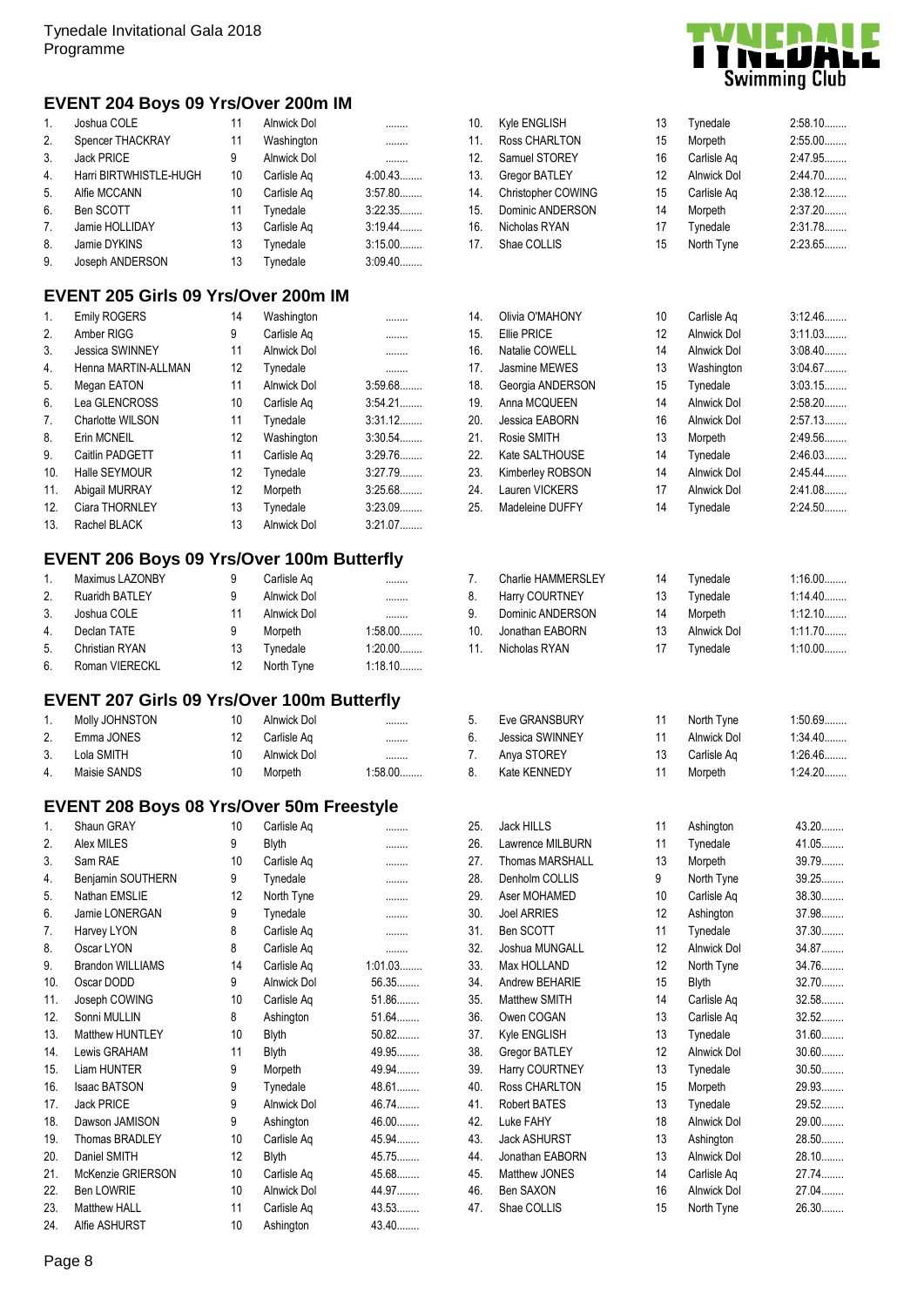## EVENT 204 Boys 09 Yrs/Over 200m IM

| # | Name | Age | Club | Time |
|---|---|---|---|---|
| 1. | Joshua COLE | 11 | Alnwick Dol | ........ |
| 2. | Spencer THACKRAY | 11 | Washington | ........ |
| 3. | Jack PRICE | 9 | Alnwick Dol | ........ |
| 4. | Harri BIRTWHISTLE-HUGH | 10 | Carlisle Aq | 4:00.43........ |
| 5. | Alfie MCCANN | 10 | Carlisle Aq | 3:57.80........ |
| 6. | Ben SCOTT | 11 | Tynedale | 3:22.35........ |
| 7. | Jamie HOLLIDAY | 13 | Carlisle Aq | 3:19.44........ |
| 8. | Jamie DYKINS | 13 | Tynedale | 3:15.00........ |
| 9. | Joseph ANDERSON | 13 | Tynedale | 3:09.40........ |
| 10. | Kyle ENGLISH | 13 | Tynedale | 2:58.10........ |
| 11. | Ross CHARLTON | 15 | Morpeth | 2:55.00........ |
| 12. | Samuel STOREY | 16 | Carlisle Aq | 2:47.95........ |
| 13. | Gregor BATLEY | 12 | Alnwick Dol | 2:44.70........ |
| 14. | Christopher COWING | 15 | Carlisle Aq | 2:38.12........ |
| 15. | Dominic ANDERSON | 14 | Morpeth | 2:37.20........ |
| 16. | Nicholas RYAN | 17 | Tynedale | 2:31.78........ |
| 17. | Shae COLLIS | 15 | North Tyne | 2:23.65........ |

## EVENT 205 Girls 09 Yrs/Over 200m IM

| # | Name | Age | Club | Time |
|---|---|---|---|---|
| 1. | Emily ROGERS | 14 | Washington | ........ |
| 2. | Amber RIGG | 9 | Carlisle Aq | ........ |
| 3. | Jessica SWINNEY | 11 | Alnwick Dol | ........ |
| 4. | Henna MARTIN-ALLMAN | 12 | Tynedale | ........ |
| 5. | Megan EATON | 11 | Alnwick Dol | 3:59.68........ |
| 6. | Lea GLENCROSS | 10 | Carlisle Aq | 3:54.21........ |
| 7. | Charlotte WILSON | 11 | Tynedale | 3:31.12........ |
| 8. | Erin MCNEIL | 12 | Washington | 3:30.54........ |
| 9. | Caitlin PADGETT | 11 | Carlisle Aq | 3:29.76........ |
| 10. | Halle SEYMOUR | 12 | Tynedale | 3:27.79........ |
| 11. | Abigail MURRAY | 12 | Morpeth | 3:25.68........ |
| 12. | Ciara THORNLEY | 13 | Tynedale | 3:23.09........ |
| 13. | Rachel BLACK | 13 | Alnwick Dol | 3:21.07........ |
| 14. | Olivia O'MAHONY | 10 | Carlisle Aq | 3:12.46........ |
| 15. | Ellie PRICE | 12 | Alnwick Dol | 3:11.03........ |
| 16. | Natalie COWELL | 14 | Alnwick Dol | 3:08.40........ |
| 17. | Jasmine MEWES | 13 | Washington | 3:04.67........ |
| 18. | Georgia ANDERSON | 15 | Tynedale | 3:03.15........ |
| 19. | Anna MCQUEEN | 14 | Alnwick Dol | 2:58.20........ |
| 20. | Jessica EABORN | 16 | Alnwick Dol | 2:57.13........ |
| 21. | Rosie SMITH | 13 | Morpeth | 2:49.56........ |
| 22. | Kate SALTHOUSE | 14 | Tynedale | 2:46.03........ |
| 23. | Kimberley ROBSON | 14 | Alnwick Dol | 2:45.44........ |
| 24. | Lauren VICKERS | 17 | Alnwick Dol | 2:41.08........ |
| 25. | Madeleine DUFFY | 14 | Tynedale | 2:24.50........ |

## EVENT 206 Boys 09 Yrs/Over 100m Butterfly

| # | Name | Age | Club | Time |
|---|---|---|---|---|
| 1. | Maximus LAZONBY | 9 | Carlisle Aq | ........ |
| 2. | Ruaridh BATLEY | 9 | Alnwick Dol | ........ |
| 3. | Joshua COLE | 11 | Alnwick Dol | ........ |
| 4. | Declan TATE | 9 | Morpeth | 1:58.00........ |
| 5. | Christian RYAN | 13 | Tynedale | 1:20.00........ |
| 6. | Roman VIERECKL | 12 | North Tyne | 1:18.10........ |
| 7. | Charlie HAMMERSLEY | 14 | Tynedale | 1:16.00........ |
| 8. | Harry COURTNEY | 13 | Tynedale | 1:14.40........ |
| 9. | Dominic ANDERSON | 14 | Morpeth | 1:12.10........ |
| 10. | Jonathan EABORN | 13 | Alnwick Dol | 1:11.70........ |
| 11. | Nicholas RYAN | 17 | Tynedale | 1:10.00........ |

## EVENT 207 Girls 09 Yrs/Over 100m Butterfly

| # | Name | Age | Club | Time |
|---|---|---|---|---|
| 1. | Molly JOHNSTON | 10 | Alnwick Dol | ........ |
| 2. | Emma JONES | 12 | Carlisle Aq | ........ |
| 3. | Lola SMITH | 10 | Alnwick Dol | ........ |
| 4. | Maisie SANDS | 10 | Morpeth | 1:58.00........ |
| 5. | Eve GRANSBURY | 11 | North Tyne | 1:50.69........ |
| 6. | Jessica SWINNEY | 11 | Alnwick Dol | 1:34.40........ |
| 7. | Anya STOREY | 13 | Carlisle Aq | 1:26.46........ |
| 8. | Kate KENNEDY | 11 | Morpeth | 1:24.20........ |

## EVENT 208 Boys 08 Yrs/Over 50m Freestyle

| # | Name | Age | Club | Time |
|---|---|---|---|---|
| 1. | Shaun GRAY | 10 | Carlisle Aq | ........ |
| 2. | Alex MILES | 9 | Blyth | ........ |
| 3. | Sam RAE | 10 | Carlisle Aq | ........ |
| 4. | Benjamin SOUTHERN | 9 | Tynedale | ........ |
| 5. | Nathan EMSLIE | 12 | North Tyne | ........ |
| 6. | Jamie LONERGAN | 9 | Tynedale | ........ |
| 7. | Harvey LYON | 8 | Carlisle Aq | ........ |
| 8. | Oscar LYON | 8 | Carlisle Aq | ........ |
| 9. | Brandon WILLIAMS | 14 | Carlisle Aq | 1:01.03........ |
| 10. | Oscar DODD | 9 | Alnwick Dol | 56.35........ |
| 11. | Joseph COWING | 10 | Carlisle Aq | 51.86........ |
| 12. | Sonni MULLIN | 8 | Ashington | 51.64........ |
| 13. | Matthew HUNTLEY | 10 | Blyth | 50.82........ |
| 14. | Lewis GRAHAM | 11 | Blyth | 49.95........ |
| 15. | Liam HUNTER | 9 | Morpeth | 49.94........ |
| 16. | Isaac BATSON | 9 | Tynedale | 48.61........ |
| 17. | Jack PRICE | 9 | Alnwick Dol | 46.74........ |
| 18. | Dawson JAMISON | 9 | Ashington | 46.00........ |
| 19. | Thomas BRADLEY | 10 | Carlisle Aq | 45.94........ |
| 20. | Daniel SMITH | 12 | Blyth | 45.75........ |
| 21. | McKenzie GRIERSON | 10 | Carlisle Aq | 45.68........ |
| 22. | Ben LOWRIE | 10 | Alnwick Dol | 44.97........ |
| 23. | Matthew HALL | 11 | Carlisle Aq | 43.53........ |
| 24. | Alfie ASHURST | 10 | Ashington | 43.40........ |
| 25. | Jack HILLS | 11 | Ashington | 43.20........ |
| 26. | Lawrence MILBURN | 11 | Tynedale | 41.05........ |
| 27. | Thomas MARSHALL | 13 | Morpeth | 39.79........ |
| 28. | Denholm COLLIS | 9 | North Tyne | 39.25........ |
| 29. | Aser MOHAMED | 10 | Carlisle Aq | 38.30........ |
| 30. | Joel ARRIES | 12 | Ashington | 37.98........ |
| 31. | Ben SCOTT | 11 | Tynedale | 37.30........ |
| 32. | Joshua MUNGALL | 12 | Alnwick Dol | 34.87........ |
| 33. | Max HOLLAND | 12 | North Tyne | 34.76........ |
| 34. | Andrew BEHARIE | 15 | Blyth | 32.70........ |
| 35. | Matthew SMITH | 14 | Carlisle Aq | 32.58........ |
| 36. | Owen COGAN | 13 | Carlisle Aq | 32.52........ |
| 37. | Kyle ENGLISH | 13 | Tynedale | 31.60........ |
| 38. | Gregor BATLEY | 12 | Alnwick Dol | 30.60........ |
| 39. | Harry COURTNEY | 13 | Tynedale | 30.50........ |
| 40. | Ross CHARLTON | 15 | Morpeth | 29.93........ |
| 41. | Robert BATES | 13 | Tynedale | 29.52........ |
| 42. | Luke FAHY | 18 | Alnwick Dol | 29.00........ |
| 43. | Jack ASHURST | 13 | Ashington | 28.50........ |
| 44. | Jonathan EABORN | 13 | Alnwick Dol | 28.10........ |
| 45. | Matthew JONES | 14 | Carlisle Aq | 27.74........ |
| 46. | Ben SAXON | 16 | Alnwick Dol | 27.04........ |
| 47. | Shae COLLIS | 15 | North Tyne | 26.30........ |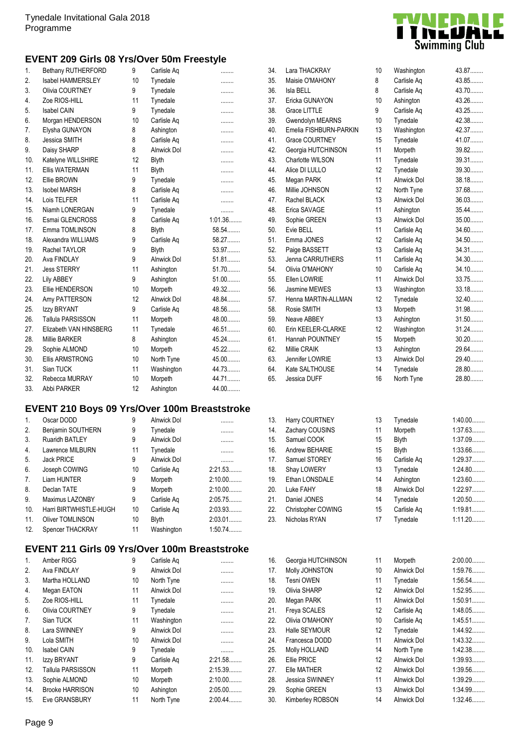Tynedale Invitational Gala 2018
Programme

## EVENT 209 Girls 08 Yrs/Over 50m Freestyle

| # | Name | Age | Club | Time |
|---|---|---|---|---|
| 1. | Bethany RUTHERFORD | 9 | Carlisle Aq | ........ |
| 2. | Isabel HAMMERSLEY | 10 | Tynedale | ........ |
| 3. | Olivia COURTNEY | 9 | Tynedale | ........ |
| 4. | Zoe RIOS-HILL | 11 | Tynedale | ........ |
| 5. | Isabel CAIN | 9 | Tynedale | ........ |
| 6. | Morgan HENDERSON | 10 | Carlisle Aq | ........ |
| 7. | Elysha GUNAYON | 8 | Ashington | ........ |
| 8. | Jessica SMITH | 8 | Carlisle Aq | ........ |
| 9. | Daisy SHARP | 8 | Alnwick Dol | ........ |
| 10. | Katelyne WILLSHIRE | 12 | Blyth | ........ |
| 11. | Ellis WATERMAN | 11 | Blyth | ........ |
| 12. | Ellie BROWN | 9 | Tynedale | ........ |
| 13. | Isobel MARSH | 8 | Carlisle Aq | ........ |
| 14. | Lois TELFER | 11 | Carlisle Aq | ........ |
| 15. | Niamh LONERGAN | 9 | Tynedale | ........ |
| 16. | Esmai GLENCROSS | 8 | Carlisle Aq | 1:01.36........ |
| 17. | Emma TOMLINSON | 8 | Blyth | 58.54........ |
| 18. | Alexandra WILLIAMS | 9 | Carlisle Aq | 58.27........ |
| 19. | Rachel TAYLOR | 9 | Blyth | 53.97........ |
| 20. | Ava FINDLAY | 9 | Alnwick Dol | 51.81........ |
| 21. | Jess STERRY | 11 | Ashington | 51.70........ |
| 22. | Lily ABBEY | 9 | Ashington | 51.00........ |
| 23. | Ellie HENDERSON | 10 | Morpeth | 49.32........ |
| 24. | Amy PATTERSON | 12 | Alnwick Dol | 48.84........ |
| 25. | Izzy BRYANT | 9 | Carlisle Aq | 48.56........ |
| 26. | Tallula PARSISSON | 11 | Morpeth | 48.00........ |
| 27. | Elizabeth VAN HINSBERG | 11 | Tynedale | 46.51........ |
| 28. | Millie BARKER | 8 | Ashington | 45.24........ |
| 29. | Sophie ALMOND | 10 | Morpeth | 45.22........ |
| 30. | Ellis ARMSTRONG | 10 | North Tyne | 45.00........ |
| 31. | Sian TUCK | 11 | Washington | 44.73........ |
| 32. | Rebecca MURRAY | 10 | Morpeth | 44.71........ |
| 33. | Abbi PARKER | 12 | Ashington | 44.00........ |
| 34. | Lara THACKRAY | 10 | Washington | 43.87........ |
| 35. | Maisie O'MAHONY | 8 | Carlisle Aq | 43.85........ |
| 36. | Isla BELL | 8 | Carlisle Aq | 43.70........ |
| 37. | Ericka GUNAYON | 10 | Ashington | 43.26........ |
| 38. | Grace LITTLE | 9 | Carlisle Aq | 43.25........ |
| 39. | Gwendolyn MEARNS | 10 | Tynedale | 42.38........ |
| 40. | Emelia FISHBURN-PARKIN | 13 | Washington | 42.37........ |
| 41. | Grace COURTNEY | 15 | Tynedale | 41.07........ |
| 42. | Georgia HUTCHINSON | 11 | Morpeth | 39.82........ |
| 43. | Charlotte WILSON | 11 | Tynedale | 39.31........ |
| 44. | Alice DI LULLO | 12 | Tynedale | 39.30........ |
| 45. | Megan PARK | 11 | Alnwick Dol | 38.18........ |
| 46. | Millie JOHNSON | 12 | North Tyne | 37.68........ |
| 47. | Rachel BLACK | 13 | Alnwick Dol | 36.03........ |
| 48. | Erica SAVAGE | 11 | Ashington | 35.44........ |
| 49. | Sophie GREEN | 13 | Alnwick Dol | 35.00........ |
| 50. | Evie BELL | 11 | Carlisle Aq | 34.60........ |
| 51. | Emma JONES | 12 | Carlisle Aq | 34.50........ |
| 52. | Paige BASSETT | 13 | Carlisle Aq | 34.31........ |
| 53. | Jenna CARRUTHERS | 11 | Carlisle Aq | 34.30........ |
| 54. | Olivia O'MAHONY | 10 | Carlisle Aq | 34.10........ |
| 55. | Ellen LOWRIE | 11 | Alnwick Dol | 33.75........ |
| 56. | Jasmine MEWES | 13 | Washington | 33.18........ |
| 57. | Henna MARTIN-ALLMAN | 12 | Tynedale | 32.40........ |
| 58. | Rosie SMITH | 13 | Morpeth | 31.98........ |
| 59. | Neave ABBEY | 13 | Ashington | 31.50........ |
| 60. | Erin KEELER-CLARKE | 12 | Washington | 31.24........ |
| 61. | Hannah POUNTNEY | 15 | Morpeth | 30.20........ |
| 62. | Millie CRAIK | 13 | Ashington | 29.64........ |
| 63. | Jennifer LOWRIE | 13 | Alnwick Dol | 29.40........ |
| 64. | Kate SALTHOUSE | 14 | Tynedale | 28.80........ |
| 65. | Jessica DUFF | 16 | North Tyne | 28.80........ |

## EVENT 210 Boys 09 Yrs/Over 100m Breaststroke

| # | Name | Age | Club | Time |
|---|---|---|---|---|
| 1. | Oscar DODD | 9 | Alnwick Dol | ........ |
| 2. | Benjamin SOUTHERN | 9 | Tynedale | ........ |
| 3. | Ruaridh BATLEY | 9 | Alnwick Dol | ........ |
| 4. | Lawrence MILBURN | 11 | Tynedale | ........ |
| 5. | Jack PRICE | 9 | Alnwick Dol | ........ |
| 6. | Joseph COWING | 10 | Carlisle Aq | 2:21.53........ |
| 7. | Liam HUNTER | 9 | Morpeth | 2:10.00........ |
| 8. | Declan TATE | 9 | Morpeth | 2:10.00........ |
| 9. | Maximus LAZONBY | 9 | Carlisle Aq | 2:05.75........ |
| 10. | Harri BIRTWHISTLE-HUGH | 10 | Carlisle Aq | 2:03.93........ |
| 11. | Oliver TOMLINSON | 10 | Blyth | 2:03.01........ |
| 12. | Spencer THACKRAY | 11 | Washington | 1:50.74........ |
| 13. | Harry COURTNEY | 13 | Tynedale | 1:40.00........ |
| 14. | Zachary COUSINS | 11 | Morpeth | 1:37.63........ |
| 15. | Samuel COOK | 15 | Blyth | 1:37.09........ |
| 16. | Andrew BEHARIE | 15 | Blyth | 1:33.66........ |
| 17. | Samuel STOREY | 16 | Carlisle Aq | 1:29.37........ |
| 18. | Shay LOWERY | 13 | Tynedale | 1:24.80........ |
| 19. | Ethan LONSDALE | 14 | Ashington | 1:23.60........ |
| 20. | Luke FAHY | 18 | Alnwick Dol | 1:22.97........ |
| 21. | Daniel JONES | 14 | Tynedale | 1:20.50........ |
| 22. | Christopher COWING | 15 | Carlisle Aq | 1:19.81........ |
| 23. | Nicholas RYAN | 17 | Tynedale | 1:11.20........ |

## EVENT 211 Girls 09 Yrs/Over 100m Breaststroke

| # | Name | Age | Club | Time |
|---|---|---|---|---|
| 1. | Amber RIGG | 9 | Carlisle Aq | ........ |
| 2. | Ava FINDLAY | 9 | Alnwick Dol | ........ |
| 3. | Martha HOLLAND | 10 | North Tyne | ........ |
| 4. | Megan EATON | 11 | Alnwick Dol | ........ |
| 5. | Zoe RIOS-HILL | 11 | Tynedale | ........ |
| 6. | Olivia COURTNEY | 9 | Tynedale | ........ |
| 7. | Sian TUCK | 11 | Washington | ........ |
| 8. | Lara SWINNEY | 9 | Alnwick Dol | ........ |
| 9. | Lola SMITH | 10 | Alnwick Dol | ........ |
| 10. | Isabel CAIN | 9 | Tynedale | ........ |
| 11. | Izzy BRYANT | 9 | Carlisle Aq | 2:21.58........ |
| 12. | Tallula PARSISSON | 11 | Morpeth | 2:15.39........ |
| 13. | Sophie ALMOND | 10 | Morpeth | 2:10.00........ |
| 14. | Brooke HARRISON | 10 | Ashington | 2:05.00........ |
| 15. | Eve GRANSBURY | 11 | North Tyne | 2:00.44........ |
| 16. | Georgia HUTCHINSON | 11 | Morpeth | 2:00.00........ |
| 17. | Molly JOHNSTON | 10 | Alnwick Dol | 1:59.76........ |
| 18. | Tesni OWEN | 11 | Tynedale | 1:56.54........ |
| 19. | Olivia SHARP | 12 | Alnwick Dol | 1:52.95........ |
| 20. | Megan PARK | 11 | Alnwick Dol | 1:50.91........ |
| 21. | Freya SCALES | 12 | Carlisle Aq | 1:48.05........ |
| 22. | Olivia O'MAHONY | 10 | Carlisle Aq | 1:45.51........ |
| 23. | Halle SEYMOUR | 12 | Tynedale | 1:44.92........ |
| 24. | Francesca DODD | 11 | Alnwick Dol | 1:43.32........ |
| 25. | Molly HOLLAND | 14 | North Tyne | 1:42.38........ |
| 26. | Ellie PRICE | 12 | Alnwick Dol | 1:39.93........ |
| 27. | Elle MATHER | 12 | Alnwick Dol | 1:39.56........ |
| 28. | Jessica SWINNEY | 11 | Alnwick Dol | 1:39.29........ |
| 29. | Sophie GREEN | 13 | Alnwick Dol | 1:34.99........ |
| 30. | Kimberley ROBSON | 14 | Alnwick Dol | 1:32.46........ |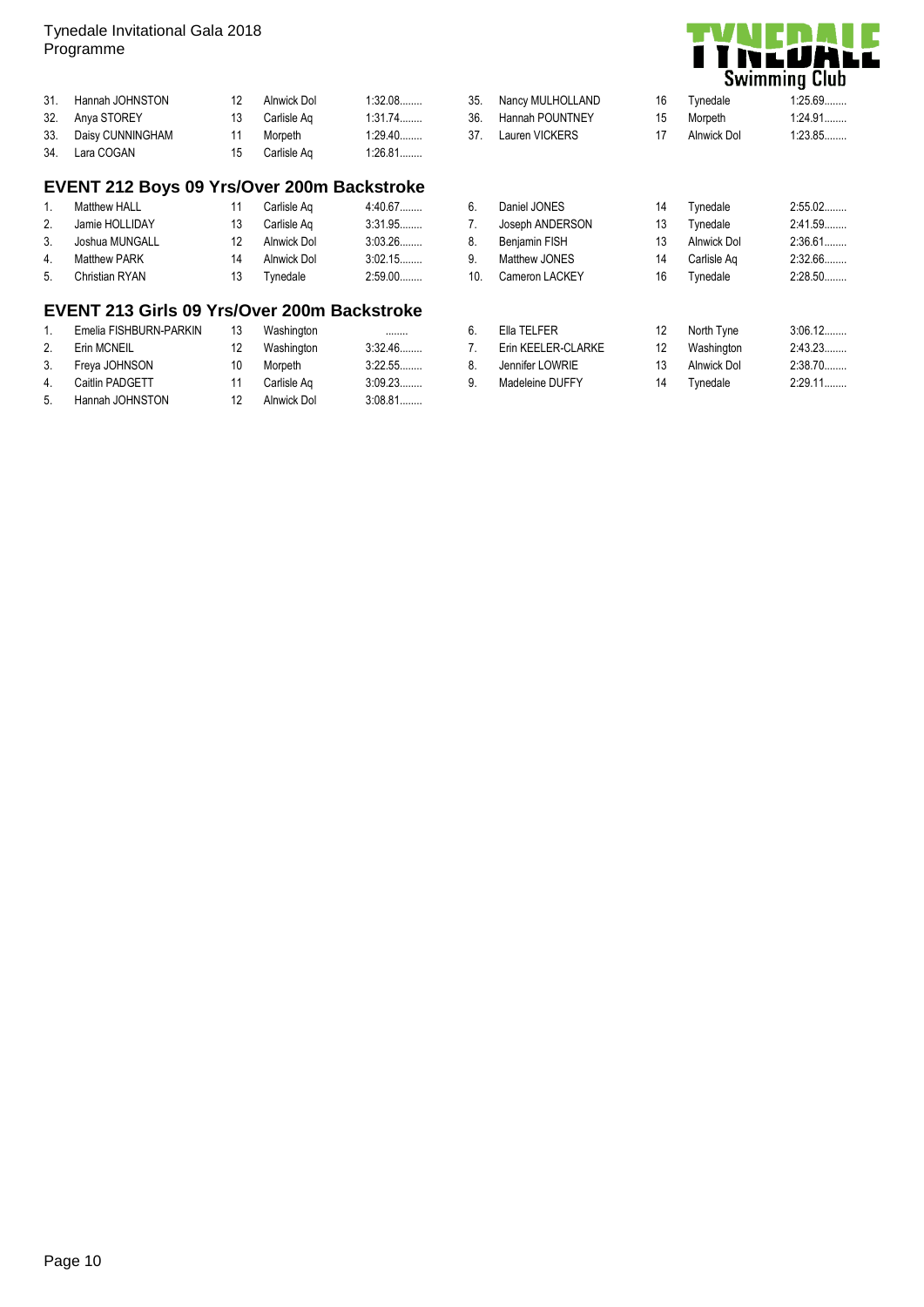| | | | | |
|---|---|---|---|---|
| 31. | Hannah JOHNSTON | 12 | Alnwick Dol | 1:32.08........ |
| 32. | Anya STOREY | 13 | Carlisle Aq | 1:31.74........ |
| 33. | Daisy CUNNINGHAM | 11 | Morpeth | 1:29.40........ |
| 34. | Lara COGAN | 15 | Carlisle Aq | 1:26.81........ |
| 35. | Nancy MULHOLLAND | 16 | Tynedale | 1:25.69........ |
| 36. | Hannah POUNTNEY | 15 | Morpeth | 1:24.91........ |
| 37. | Lauren VICKERS | 17 | Alnwick Dol | 1:23.85........ |

## EVENT 212 Boys 09 Yrs/Over 200m Backstroke

| | | | | |
|---|---|---|---|---|
| 1. | Matthew HALL | 11 | Carlisle Aq | 4:40.67........ |
| 2. | Jamie HOLLIDAY | 13 | Carlisle Aq | 3:31.95........ |
| 3. | Joshua MUNGALL | 12 | Alnwick Dol | 3:03.26........ |
| 4. | Matthew PARK | 14 | Alnwick Dol | 3:02.15........ |
| 5. | Christian RYAN | 13 | Tynedale | 2:59.00........ |
| 6. | Daniel JONES | 14 | Tynedale | 2:55.02........ |
| 7. | Joseph ANDERSON | 13 | Tynedale | 2:41.59........ |
| 8. | Benjamin FISH | 13 | Alnwick Dol | 2:36.61........ |
| 9. | Matthew JONES | 14 | Carlisle Aq | 2:32.66........ |
| 10. | Cameron LACKEY | 16 | Tynedale | 2:28.50........ |

## EVENT 213 Girls 09 Yrs/Over 200m Backstroke

| | | | | |
|---|---|---|---|---|
| 1. | Emelia FISHBURN-PARKIN | 13 | Washington | ........ |
| 2. | Erin MCNEIL | 12 | Washington | 3:32.46........ |
| 3. | Freya JOHNSON | 10 | Morpeth | 3:22.55........ |
| 4. | Caitlin PADGETT | 11 | Carlisle Aq | 3:09.23........ |
| 5. | Hannah JOHNSTON | 12 | Alnwick Dol | 3:08.81........ |
| 6. | Ella TELFER | 12 | North Tyne | 3:06.12........ |
| 7. | Erin KEELER-CLARKE | 12 | Washington | 2:43.23........ |
| 8. | Jennifer LOWRIE | 13 | Alnwick Dol | 2:38.70........ |
| 9. | Madeleine DUFFY | 14 | Tynedale | 2:29.11........ |